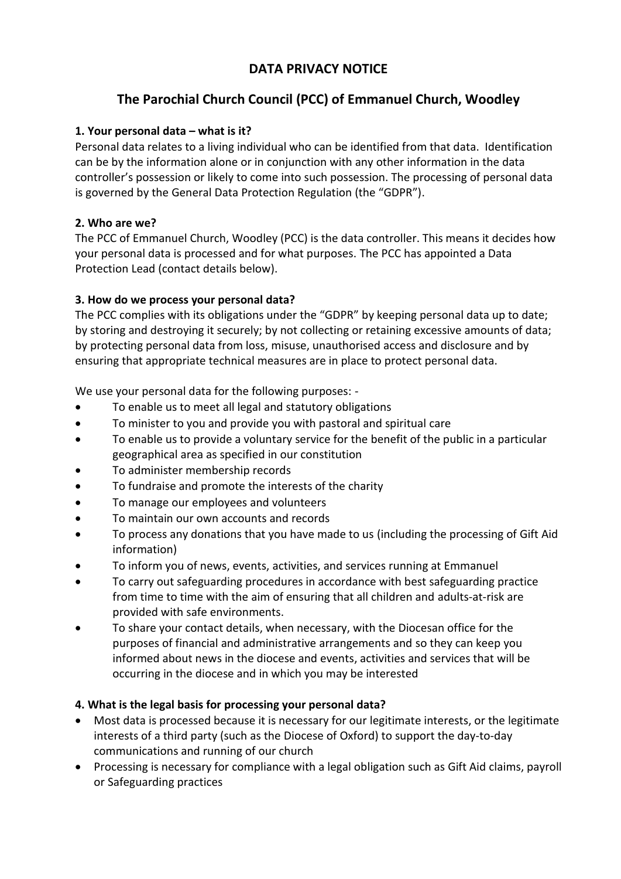# DATA PRIVACY NOTICE

## The Parochial Church Council (PCC) of Emmanuel Church, Woodley

**1. Your personal data – what is it?**

Personal data relates to a living individual who can be identified from that data. Identification can be by the information alone or in conjunction with any other information in the data controller's possession or likely to come into such possession. The processing of personal data is governed by the General Data Protection Regulation (the "GDPR").

**2. Who are we?**

The PCC of Emmanuel Church, Woodley (PCC) is the data controller. This means it decides how your personal data is processed and for what purposes. The PCC has appointed a Data Protection Lead (contact details below).

**3. How do we process your personal data?**

The PCC complies with its obligations under the "GDPR" by keeping personal data up to date; by storing and destroying it securely; by not collecting or retaining excessive amounts of data; by protecting personal data from loss, misuse, unauthorised access and disclosure and by ensuring that appropriate technical measures are in place to protect personal data.

We use your personal data for the following purposes: -

- To enable us to meet all legal and statutory obligations
- To minister to you and provide you with pastoral and spiritual care
- To enable us to provide a voluntary service for the benefit of the public in a particular geographical area as specified in our constitution
- To administer membership records
- To fundraise and promote the interests of the charity
- To manage our employees and volunteers
- To maintain our own accounts and records
- To process any donations that you have made to us (including the processing of Gift Aid information)
- To inform you of news, events, activities, and services running at Emmanuel
- To carry out safeguarding procedures in accordance with best safeguarding practice from time to time with the aim of ensuring that all children and adults-at-risk are provided with safe environments.
- To share your contact details, when necessary, with the Diocesan office for the purposes of financial and administrative arrangements and so they can keep you informed about news in the diocese and events, activities and services that will be occurring in the diocese and in which you may be interested

**4. What is the legal basis for processing your personal data?**

- Most data is processed because it is necessary for our legitimate interests, or the legitimate interests of a third party (such as the Diocese of Oxford) to support the day-to-day communications and running of our church
- Processing is necessary for compliance with a legal obligation such as Gift Aid claims, payroll or Safeguarding practices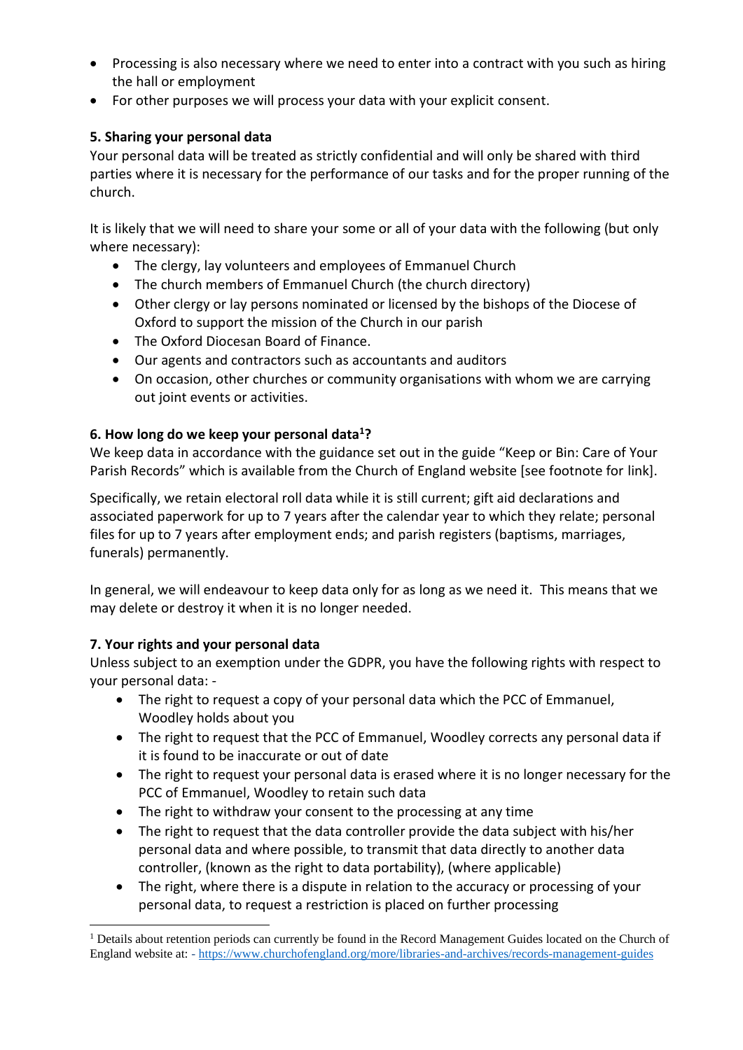- Processing is also necessary where we need to enter into a contract with you such as hiring the hall or employment
- For other purposes we will process your data with your explicit consent.

**5. Sharing your personal data**

Your personal data will be treated as strictly confidential and will only be shared with third parties where it is necessary for the performance of our tasks and for the proper running of the church.

It is likely that we will need to share your some or all of your data with the following (but only where necessary):

- The clergy, lay volunteers and employees of Emmanuel Church
- The church members of Emmanuel Church (the church directory)
- Other clergy or lay persons nominated or licensed by the bishops of the Diocese of Oxford to support the mission of the Church in our parish
- The Oxford Diocesan Board of Finance.
- Our agents and contractors such as accountants and auditors
- On occasion, other churches or community organisations with whom we are carrying out joint events or activities.

**6. How long do we keep your personal data[1]?**

We keep data in accordance with the guidance set out in the guide "Keep or Bin: Care of Your Parish Records" which is available from the Church of England website [see footnote for link].

Specifically, we retain electoral roll data while it is still current; gift aid declarations and associated paperwork for up to 7 years after the calendar year to which they relate; personal files for up to 7 years after employment ends; and parish registers (baptisms, marriages, funerals) permanently.

In general, we will endeavour to keep data only for as long as we need it. This means that we may delete or destroy it when it is no longer needed.

**7. Your rights and your personal data**

Unless subject to an exemption under the GDPR, you have the following rights with respect to your personal data: -

- The right to request a copy of your personal data which the PCC of Emmanuel, Woodley holds about you
- The right to request that the PCC of Emmanuel, Woodley corrects any personal data if it is found to be inaccurate or out of date
- The right to request your personal data is erased where it is no longer necessary for the PCC of Emmanuel, Woodley to retain such data
- The right to withdraw your consent to the processing at any time
- The right to request that the data controller provide the data subject with his/her personal data and where possible, to transmit that data directly to another data controller, (known as the right to data portability), (where applicable)
- The right, where there is a dispute in relation to the accuracy or processing of your personal data, to request a restriction is placed on further processing

[1] Details about retention periods can currently be found in the Record Management Guides located on the Church of England website at: - https://www.churchofengland.org/more/libraries-and-archives/records-management-guides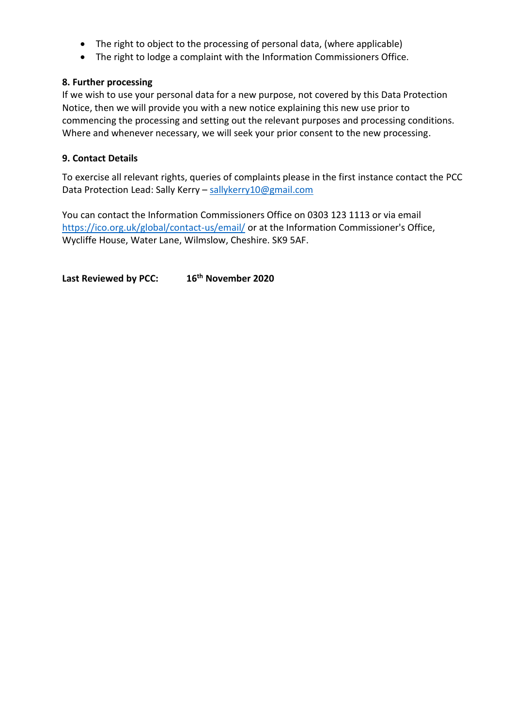- The right to object to the processing of personal data, (where applicable)
- The right to lodge a complaint with the Information Commissioners Office.

**8. Further processing**

If we wish to use your personal data for a new purpose, not covered by this Data Protection Notice, then we will provide you with a new notice explaining this new use prior to commencing the processing and setting out the relevant purposes and processing conditions. Where and whenever necessary, we will seek your prior consent to the new processing.

**9. Contact Details**

To exercise all relevant rights, queries of complaints please in the first instance contact the PCC Data Protection Lead: Sally Kerry – sallykerry10@gmail.com

You can contact the Information Commissioners Office on 0303 123 1113 or via email https://ico.org.uk/global/contact-us/email/ or at the Information Commissioner's Office, Wycliffe House, Water Lane, Wilmslow, Cheshire. SK9 5AF.

**Last Reviewed by PCC: 16th November 2020**